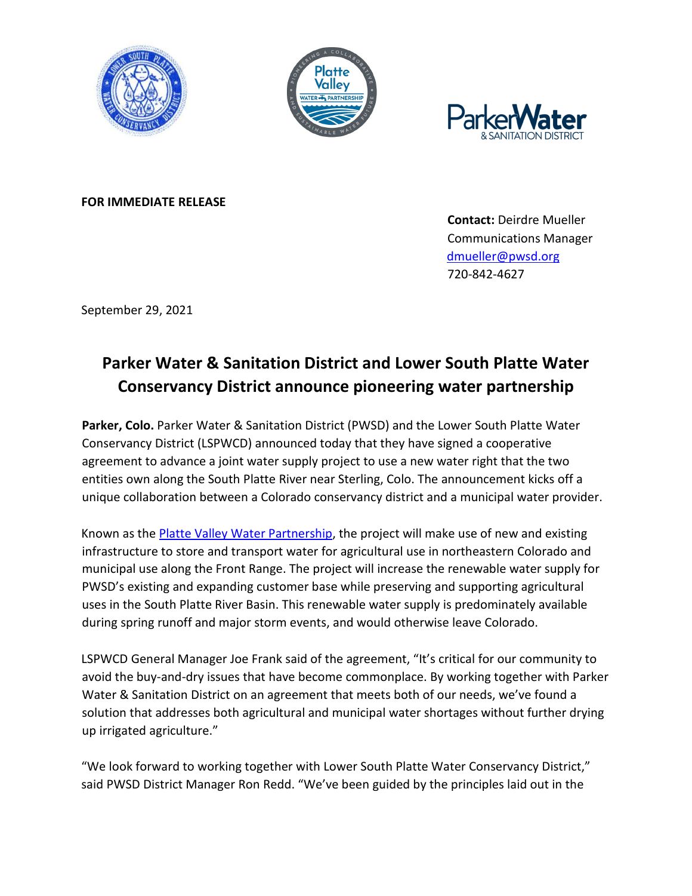**FOR IMMEDIATE RELEASE**

**Contact:** Deirdre Mueller
Communications Manager
[dmueller@pwsd.org](mailto:dmueller@pwsd.org)
720-842-4627

September 29, 2021

# Parker Water & Sanitation District and Lower South Platte Water Conservancy District announce pioneering water partnership

**Parker, Colo.** Parker Water & Sanitation District (PWSD) and the Lower South Platte Water Conservancy District (LSPWCD) announced today that they have signed a cooperative agreement to advance a joint water supply project to use a new water right that the two entities own along the South Platte River near Sterling, Colo. The announcement kicks off a unique collaboration between a Colorado conservancy district and a municipal water provider.

Known as the Platte Valley Water Partnership, the project will make use of new and existing infrastructure to store and transport water for agricultural use in northeastern Colorado and municipal use along the Front Range. The project will increase the renewable water supply for PWSD's existing and expanding customer base while preserving and supporting agricultural uses in the South Platte River Basin. This renewable water supply is predominately available during spring runoff and major storm events, and would otherwise leave Colorado.

LSPWCD General Manager Joe Frank said of the agreement, "It's critical for our community to avoid the buy-and-dry issues that have become commonplace. By working together with Parker Water & Sanitation District on an agreement that meets both of our needs, we've found a solution that addresses both agricultural and municipal water shortages without further drying up irrigated agriculture."

"We look forward to working together with Lower South Platte Water Conservancy District," said PWSD District Manager Ron Redd. "We've been guided by the principles laid out in the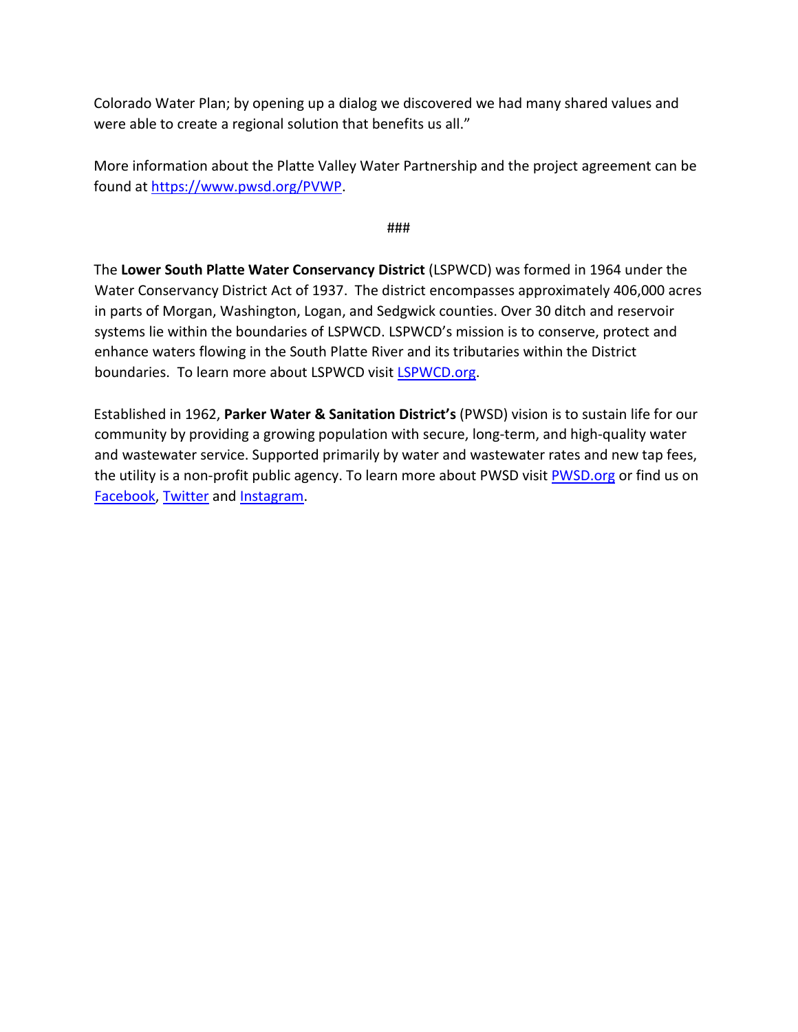Colorado Water Plan; by opening up a dialog we discovered we had many shared values and were able to create a regional solution that benefits us all."

More information about the Platte Valley Water Partnership and the project agreement can be found at https://www.pwsd.org/PVWP.

###

The **Lower South Platte Water Conservancy District** (LSPWCD) was formed in 1964 under the Water Conservancy District Act of 1937. The district encompasses approximately 406,000 acres in parts of Morgan, Washington, Logan, and Sedgwick counties. Over 30 ditch and reservoir systems lie within the boundaries of LSPWCD. LSPWCD's mission is to conserve, protect and enhance waters flowing in the South Platte River and its tributaries within the District boundaries. To learn more about LSPWCD visit LSPWCD.org.

Established in 1962, **Parker Water & Sanitation District's** (PWSD) vision is to sustain life for our community by providing a growing population with secure, long-term, and high-quality water and wastewater service. Supported primarily by water and wastewater rates and new tap fees, the utility is a non-profit public agency. To learn more about PWSD visit PWSD.org or find us on Facebook, Twitter and Instagram.